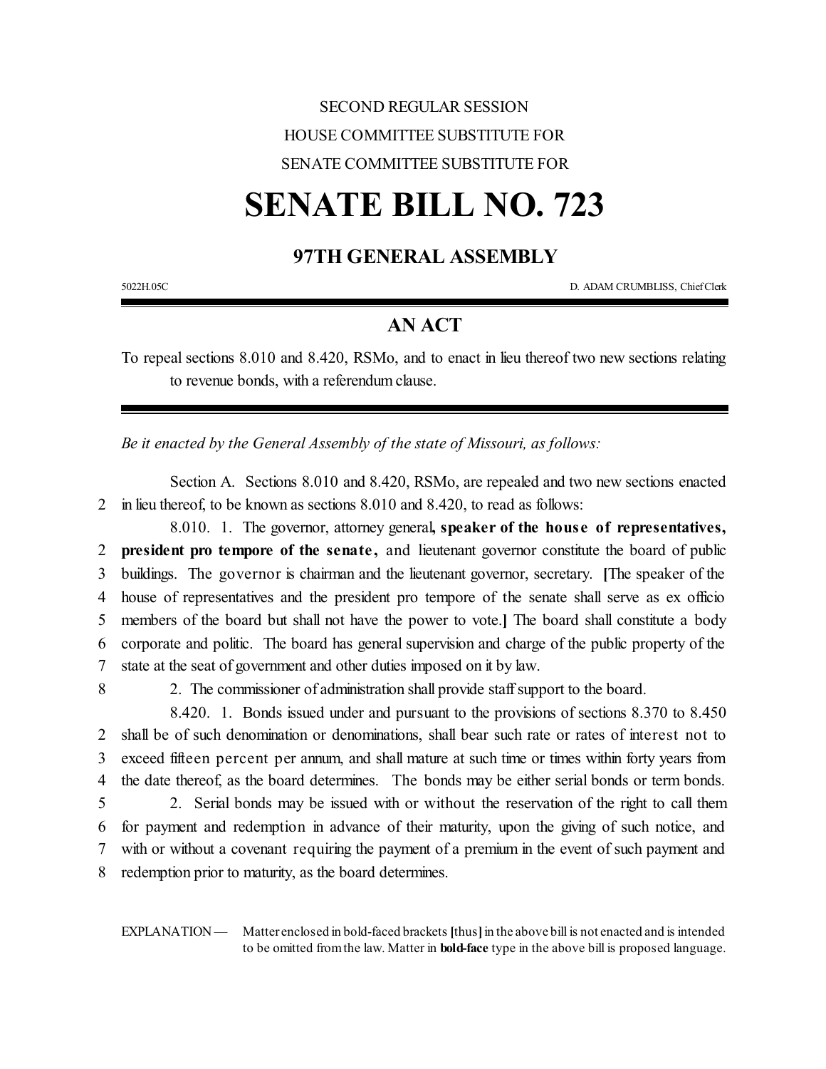SECOND REGULAR SESSION

HOUSE COMMITTEE SUBSTITUTE FOR

SENATE COMMITTEE SUBSTITUTE FOR

# SENATE BILL NO. 723

## 97TH GENERAL ASSEMBLY

5022H.05C D. ADAM CRUMBLISS, Chief Clerk

---

## AN ACT

To repeal sections 8.010 and 8.420, RSMo, and to enact in lieu thereof two new sections relating to revenue bonds, with a referendum clause.

---

*Be it enacted by the General Assembly of the state of Missouri, as follows:*

Section A. Sections 8.010 and 8.420, RSMo, are repealed and two new sections enacted
2 in lieu thereof, to be known as sections 8.010 and 8.420, to read as follows:

8.010. 1. The governor, attorney general**, speaker of the house of representatives,**
2 **president pro tempore of the senate,** and lieutenant governor constitute the board of public
3 buildings. The governor is chairman and the lieutenant governor, secretary. **[**The speaker of the
4 house of representatives and the president pro tempore of the senate shall serve as ex officio
5 members of the board but shall not have the power to vote.**]** The board shall constitute a body
6 corporate and politic. The board has general supervision and charge of the public property of the
7 state at the seat of government and other duties imposed on it by law.
8 2. The commissioner of administration shall provide staff support to the board.

8.420. 1. Bonds issued under and pursuant to the provisions of sections 8.370 to 8.450
2 shall be of such denomination or denominations, shall bear such rate or rates of interest not to
3 exceed fifteen percent per annum, and shall mature at such time or times within forty years from
4 the date thereof, as the board determines. The bonds may be either serial bonds or term bonds.
5 2. Serial bonds may be issued with or without the reservation of the right to call them
6 for payment and redemption in advance of their maturity, upon the giving of such notice, and
7 with or without a covenant requiring the payment of a premium in the event of such payment and
8 redemption prior to maturity, as the board determines.

EXPLANATION — Matter enclosed in bold-faced brackets **[**thus**]** in the above bill is not enacted and is intended to be omitted from the law. Matter in **bold-face** type in the above bill is proposed language.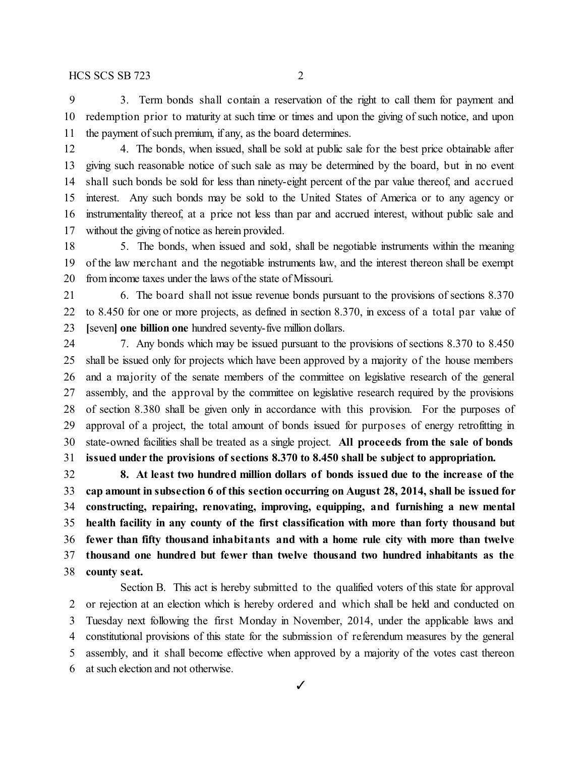3. Term bonds shall contain a reservation of the right to call them for payment and redemption prior to maturity at such time or times and upon the giving of such notice, and upon the payment of such premium, if any, as the board determines.

4. The bonds, when issued, shall be sold at public sale for the best price obtainable after giving such reasonable notice of such sale as may be determined by the board, but in no event shall such bonds be sold for less than ninety-eight percent of the par value thereof, and accrued interest. Any such bonds may be sold to the United States of America or to any agency or instrumentality thereof, at a price not less than par and accrued interest, without public sale and without the giving of notice as herein provided.

5. The bonds, when issued and sold, shall be negotiable instruments within the meaning of the law merchant and the negotiable instruments law, and the interest thereon shall be exempt from income taxes under the laws of the state of Missouri.

6. The board shall not issue revenue bonds pursuant to the provisions of sections 8.370 to 8.450 for one or more projects, as defined in section 8.370, in excess of a total par value of **[**seven**] one billion one** hundred seventy-five million dollars.

7. Any bonds which may be issued pursuant to the provisions of sections 8.370 to 8.450 shall be issued only for projects which have been approved by a majority of the house members and a majority of the senate members of the committee on legislative research of the general assembly, and the approval by the committee on legislative research required by the provisions of section 8.380 shall be given only in accordance with this provision. For the purposes of approval of a project, the total amount of bonds issued for purposes of energy retrofitting in state-owned facilities shall be treated as a single project. **All proceeds from the sale of bonds issued under the provisions of sections 8.370 to 8.450 shall be subject to appropriation.**

**8. At least two hundred million dollars of bonds issued due to the increase of the cap amount in subsection 6 of this section occurring on August 28, 2014, shall be issued for constructing, repairing, renovating, improving, equipping, and furnishing a new mental health facility in any county of the first classification with more than forty thousand but fewer than fifty thousand inhabitants and with a home rule city with more than twelve thousand one hundred but fewer than twelve thousand two hundred inhabitants as the county seat.**

Section B. This act is hereby submitted to the qualified voters of this state for approval or rejection at an election which is hereby ordered and which shall be held and conducted on Tuesday next following the first Monday in November, 2014, under the applicable laws and constitutional provisions of this state for the submission of referendum measures by the general assembly, and it shall become effective when approved by a majority of the votes cast thereon at such election and not otherwise.

✓